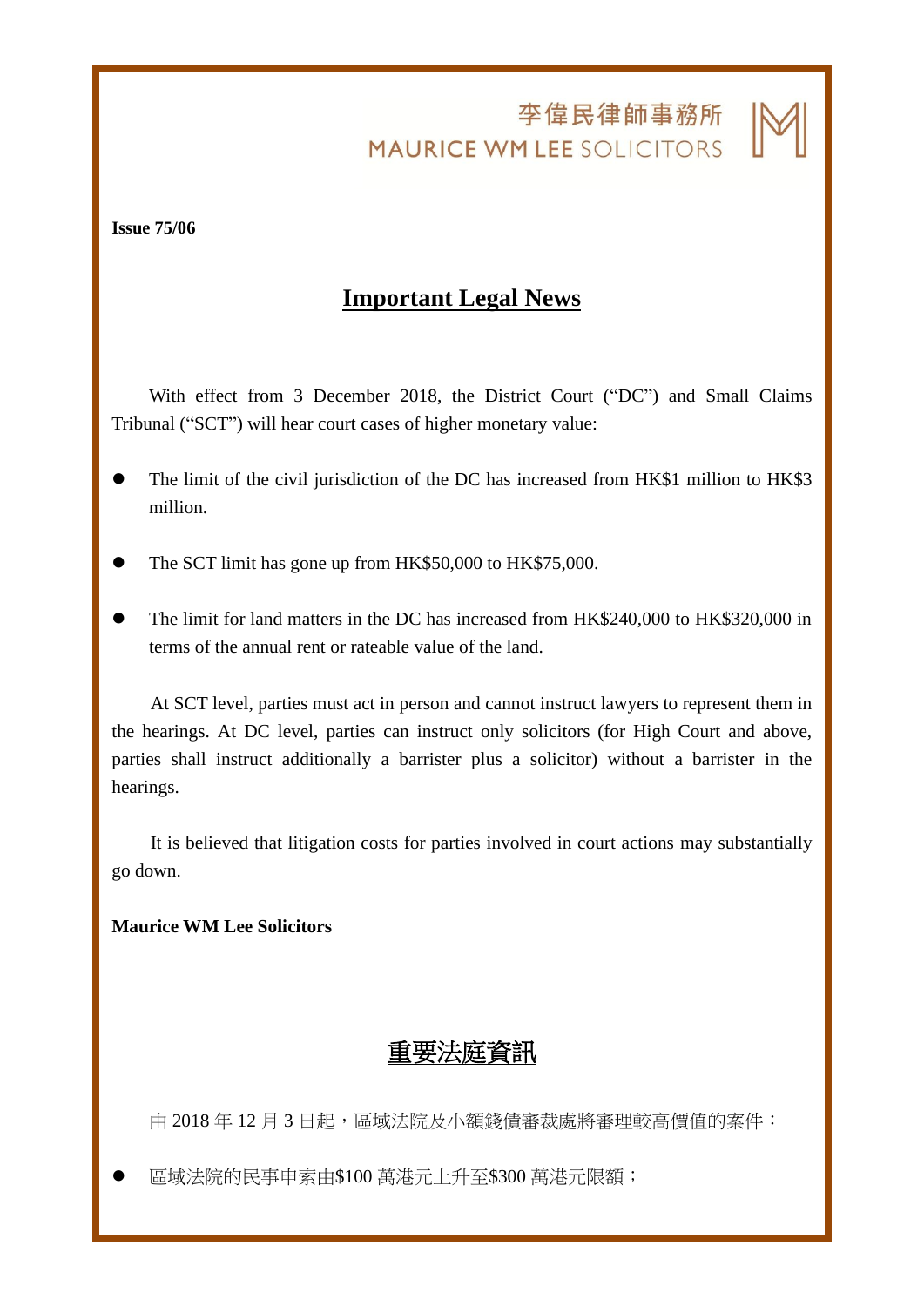李偉民律師事務所
MAURICE WM LEE SOLICITORS

**Issue 75/06**

# Important Legal News

With effect from 3 December 2018, the District Court ("DC") and Small Claims Tribunal ("SCT") will hear court cases of higher monetary value:

- The limit of the civil jurisdiction of the DC has increased from HK$1 million to HK$3 million.
- The SCT limit has gone up from HK$50,000 to HK$75,000.
- The limit for land matters in the DC has increased from HK$240,000 to HK$320,000 in terms of the annual rent or rateable value of the land.

At SCT level, parties must act in person and cannot instruct lawyers to represent them in the hearings. At DC level, parties can instruct only solicitors (for High Court and above, parties shall instruct additionally a barrister plus a solicitor) without a barrister in the hearings.

It is believed that litigation costs for parties involved in court actions may substantially go down.

**Maurice WM Lee Solicitors**

# 重要法庭資訊

由 2018 年 12 月 3 日起，區域法院及小額錢債審裁處將審理較高價值的案件：

- 區域法院的民事申索由$100 萬港元上升至$300 萬港元限額；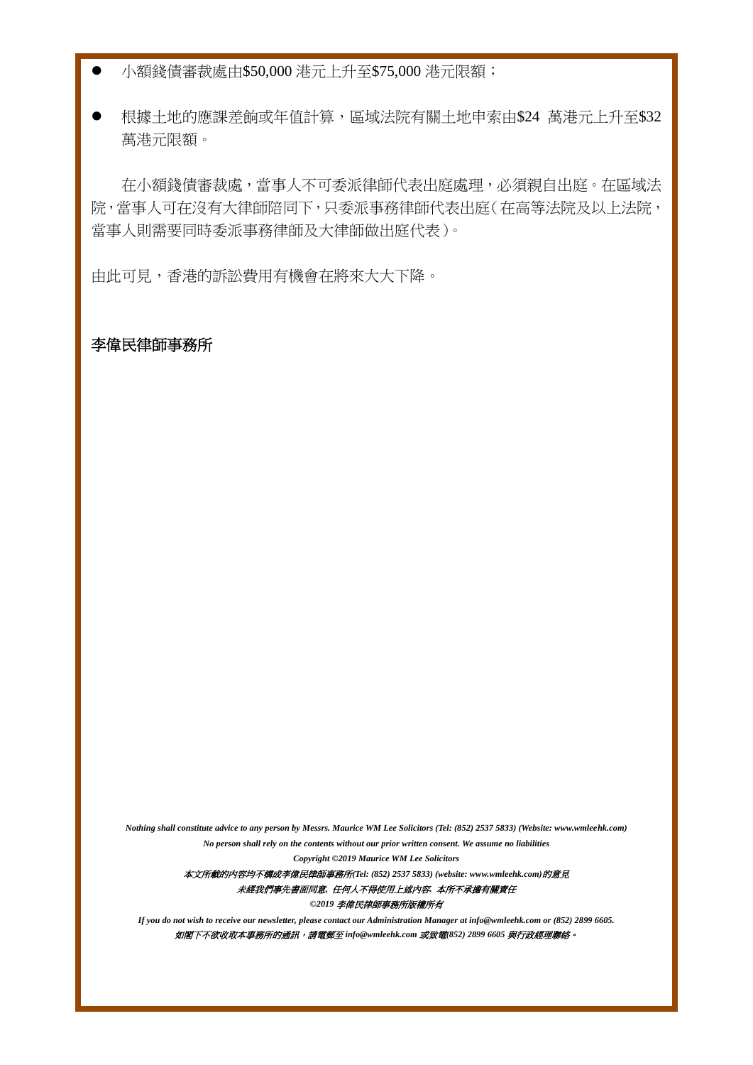- 小額錢債審裁處由$50,000 港元上升至$75,000 港元限額；
- 根據土地的應課差餉或年值計算，區域法院有關土地申索由$24 萬港元上升至$32 萬港元限額。

在小額錢債審裁處，當事人不可委派律師代表出庭處理，必須親自出庭。在區域法院，當事人可在沒有大律師陪同下，只委派事務律師代表出庭（在高等法院及以上法院，當事人則需要同時委派事務律師及大律師做出庭代表）。

由此可見，香港的訴訟費用有機會在將來大大下降。

**李偉民律師事務所**

***Nothing shall constitute advice to any person by Messrs. Maurice WM Lee Solicitors (Tel: (852) 2537 5833) (Website: www.wmleehk.com)***
***No person shall rely on the contents without our prior written consent. We assume no liabilities***
***Copyright ©2019 Maurice WM Lee Solicitors***
***本文所載的內容均不構成李偉民律師事務所(Tel: (852) 2537 5833) (website: www.wmleehk.com)的意見***
***未經我們事先書面同意，任何人不得使用上述內容. 本所不承擔有關責任***
***©2019 李偉民律師事務所版權所有***
***If you do not wish to receive our newsletter, please contact our Administration Manager at info@wmleehk.com or (852) 2899 6605.***
***如閣下不欲收取本事務所的通訊，請電郵至 info@wmleehk.com 或致電(852) 2899 6605 與行政經理聯絡。***